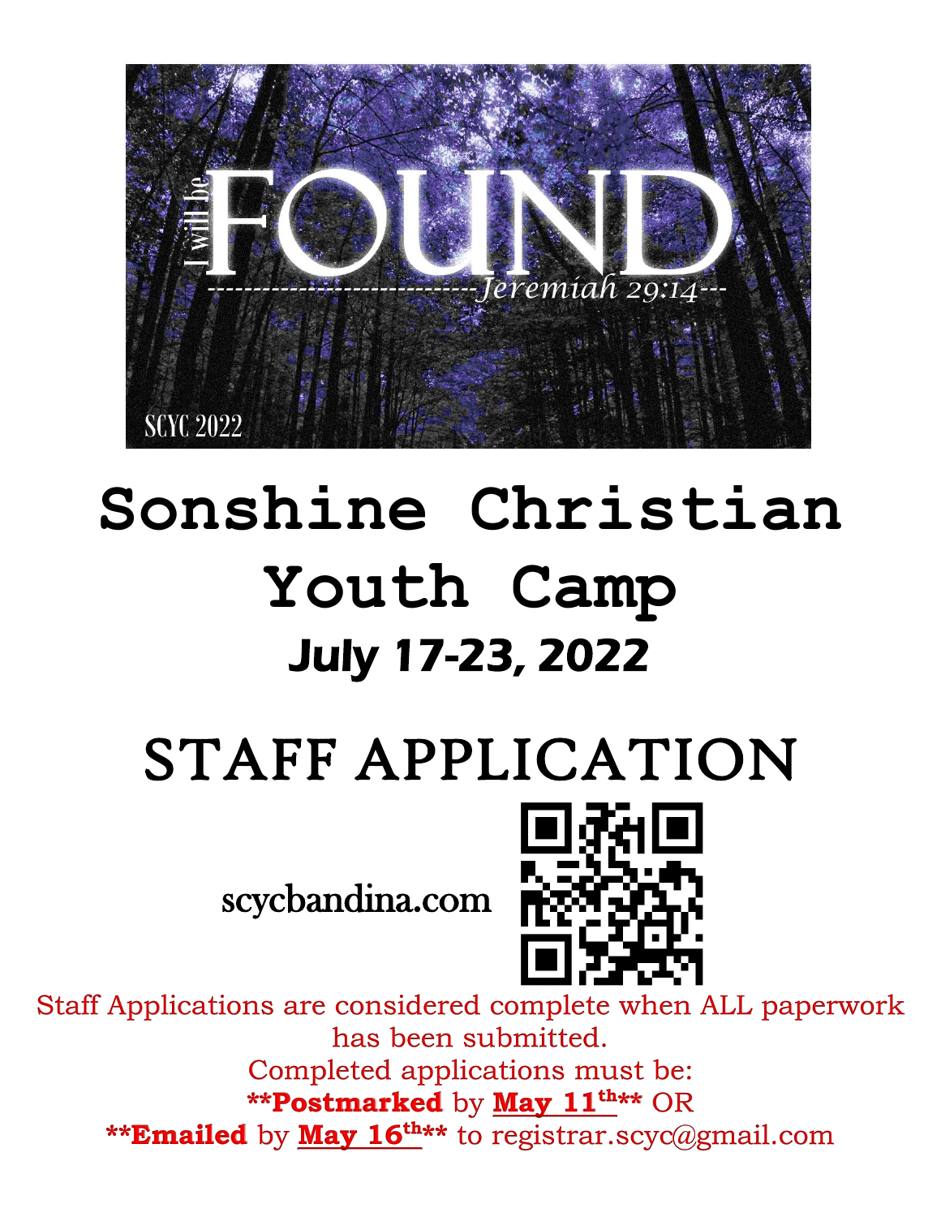I will be FOUND

Jeremiah 29:14

SCYC 2022

# Sonshine Christian Youth Camp

## July 17-23, 2022

# STAFF APPLICATION

scycbandina.com

Staff Applications are considered complete when ALL paperwork has been submitted.

Completed applications must be:

****Postmarked** by **May 11th**** OR

****Emailed** by **May 16th**** to registrar.scyc@gmail.com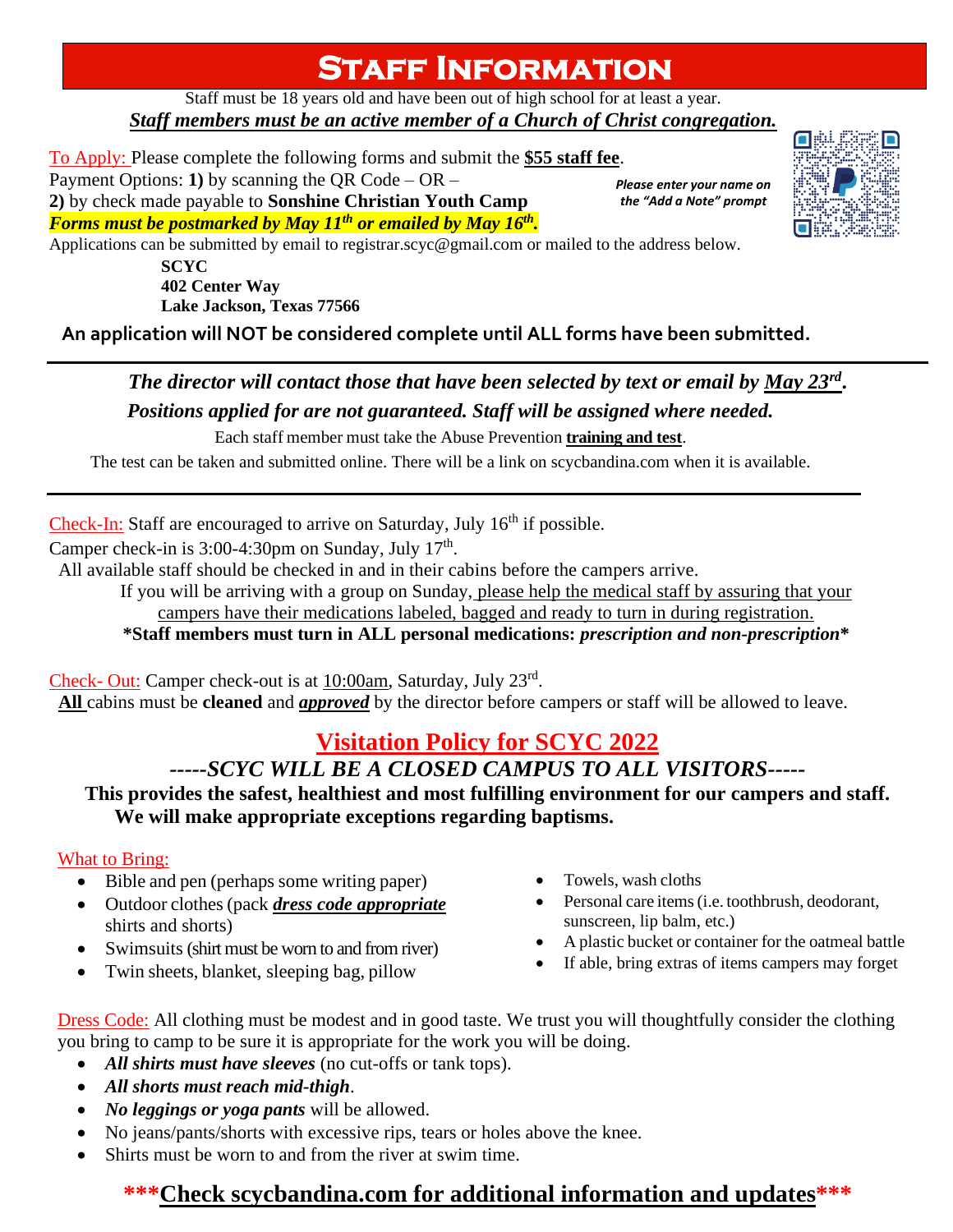# Staff Information

Staff must be 18 years old and have been out of high school for at least a year.

***Staff members must be an active member of a Church of Christ congregation.***

To Apply: Please complete the following forms and submit the **$55 staff fee**.

Payment Options: **1)** by scanning the QR Code – OR –

**2)** by check made payable to **Sonshine Christian Youth Camp**

***Please enter your name on the "Add a Note" prompt***

***Forms must be postmarked by May 11th or emailed by May 16th.***

Applications can be submitted by email to registrar.scyc@gmail.com or mailed to the address below.

**SCYC**
**402 Center Way**
**Lake Jackson, Texas 77566**

**An application will NOT be considered complete until ALL forms have been submitted.**

---

***The director will contact those that have been selected by text or email by May 23rd.***

***Positions applied for are not guaranteed. Staff will be assigned where needed.***

Each staff member must take the Abuse Prevention **training and test**.

The test can be taken and submitted online. There will be a link on scycbandina.com when it is available.

---

Check-In: Staff are encouraged to arrive on Saturday, July 16th if possible.

Camper check-in is 3:00-4:30pm on Sunday, July 17th.

All available staff should be checked in and in their cabins before the campers arrive.

If you will be arriving with a group on Sunday, please help the medical staff by assuring that your campers have their medications labeled, bagged and ready to turn in during registration.

**\*Staff members must turn in ALL personal medications: *prescription and non-prescription*\***

Check- Out: Camper check-out is at 10:00am, Saturday, July 23rd.

**All** cabins must be **cleaned** and ***approved*** by the director before campers or staff will be allowed to leave.

## Visitation Policy for SCYC 2022

***-----SCYC WILL BE A CLOSED CAMPUS TO ALL VISITORS-----***

**This provides the safest, healthiest and most fulfilling environment for our campers and staff. We will make appropriate exceptions regarding baptisms.**

What to Bring:

- Bible and pen (perhaps some writing paper)
- Outdoor clothes (pack ***dress code appropriate*** shirts and shorts)
- Swimsuits (shirt must be worn to and from river)
- Twin sheets, blanket, sleeping bag, pillow
- Towels, wash cloths
- Personal care items (i.e. toothbrush, deodorant, sunscreen, lip balm, etc.)
- A plastic bucket or container for the oatmeal battle
- If able, bring extras of items campers may forget

Dress Code: All clothing must be modest and in good taste. We trust you will thoughtfully consider the clothing you bring to camp to be sure it is appropriate for the work you will be doing.

- ***All shirts must have sleeves*** (no cut-offs or tank tops).
- ***All shorts must reach mid-thigh***.
- ***No leggings or yoga pants*** will be allowed.
- No jeans/pants/shorts with excessive rips, tears or holes above the knee.
- Shirts must be worn to and from the river at swim time.

**\*\*\*Check scycbandina.com for additional information and updates\*\*\***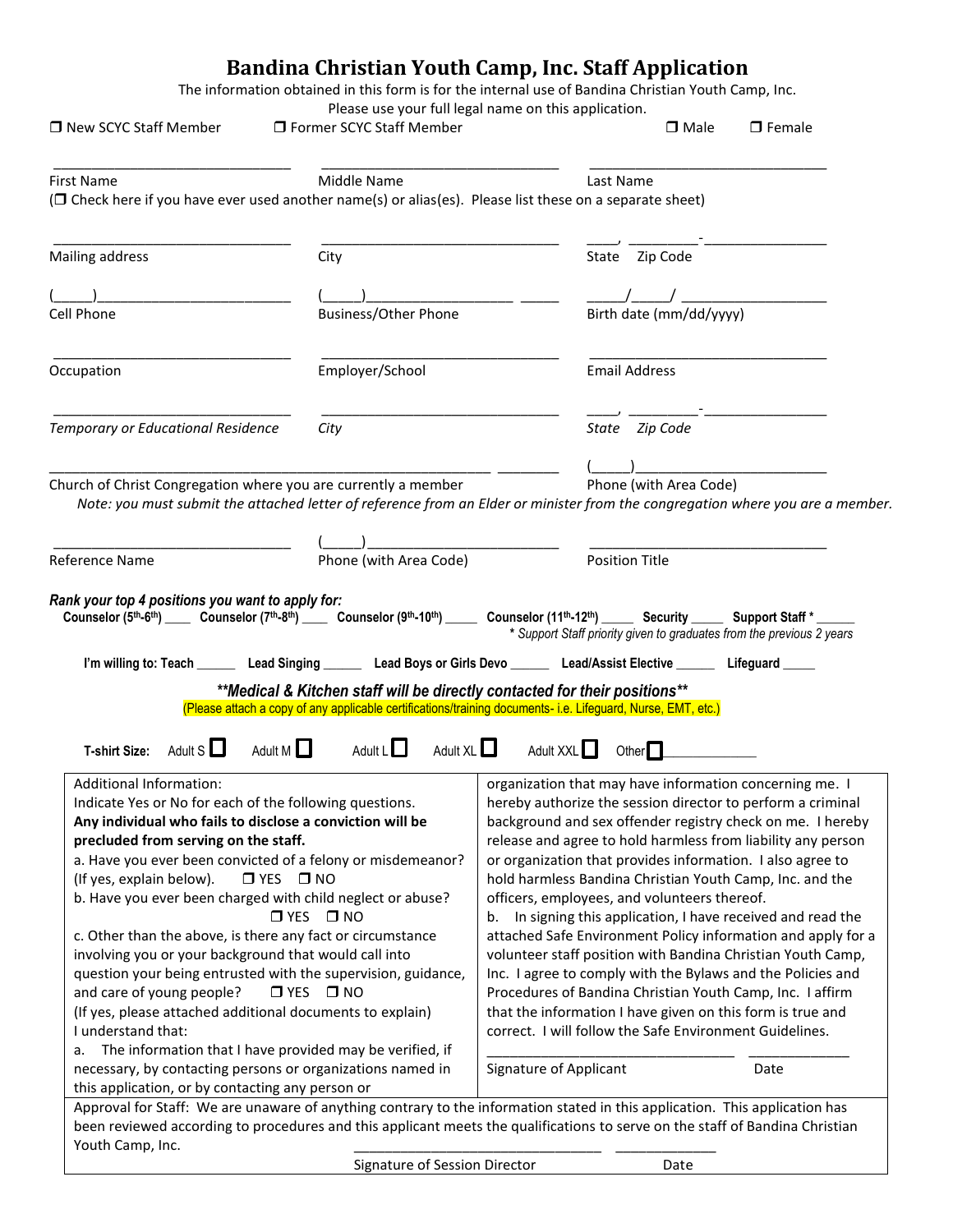# Bandina Christian Youth Camp, Inc. Staff Application

The information obtained in this form is for the internal use of Bandina Christian Youth Camp, Inc.
Please use your full legal name on this application.

❒ New SCYC Staff Member ❒ Former SCYC Staff Member ❒ Male ❒ Female

_______________________________ _______________________________ _______________________________
First Name Middle Name Last Name

(❒ Check here if you have ever used another name(s) or alias(es). Please list these on a separate sheet)

_______________________________ _______________________________ ____, _________-________________
Mailing address City State Zip Code

(_____)________________________ (_____)___________________ _____ _____/_____/ ___________________
Cell Phone Business/Other Phone Birth date (mm/dd/yyyy)

_______________________________ _______________________________ _______________________________
Occupation Employer/School Email Address

_______________________________ _______________________________ ____, _________-________________
*Temporary or Educational Residence* *City* *State* *Zip Code*

_________________________________________________________ ________ (_____)_______________________
Church of Christ Congregation where you are currently a member Phone (with Area Code)

*Note: you must submit the attached letter of reference from an Elder or minister from the congregation where you are a member.*

_______________________________ (_____)________________________ _______________________________
Reference Name Phone (with Area Code) Position Title

***Rank your top 4 positions you want to apply for:***

**Counselor (5th-6th)** ____ **Counselor (7th-8th)** ____ **Counselor (9th-10th)** _____ **Counselor (11th-12th)** _____ **Security** _____ **Support Staff *** ______

*\* Support Staff priority given to graduates from the previous 2 years*

**I'm willing to: Teach** ______ **Lead Singing** ______ **Lead Boys or Girls Devo** ______ **Lead/Assist Elective** ______ **Lifeguard** _____

***\*\*Medical & Kitchen staff will be directly contacted for their positions\*\****

(Please attach a copy of any applicable certifications/training documents- i.e. Lifeguard, Nurse, EMT, etc.)

**T-shirt Size:** Adult S ☐ Adult M ☐ Adult L ☐ Adult XL ☐ Adult XXL ☐ Other ☐______________

Additional Information:
Indicate Yes or No for each of the following questions.
**Any individual who fails to disclose a conviction will be precluded from serving on the staff.**

a. Have you ever been convicted of a felony or misdemeanor? (If yes, explain below). ❒ YES ❒ NO

b. Have you ever been charged with child neglect or abuse? ❒ YES ❒ NO

c. Other than the above, is there any fact or circumstance involving you or your background that would call into question your being entrusted with the supervision, guidance, and care of young people? ❒ YES ❒ NO
(If yes, please attached additional documents to explain)

I understand that:

a. The information that I have provided may be verified, if necessary, by contacting persons or organizations named in this application, or by contacting any person or organization that may have information concerning me. I hereby authorize the session director to perform a criminal background and sex offender registry check on me. I hereby release and agree to hold harmless from liability any person or organization that provides information. I also agree to hold harmless Bandina Christian Youth Camp, Inc. and the officers, employees, and volunteers thereof.

b. In signing this application, I have received and read the attached Safe Environment Policy information and apply for a volunteer staff position with Bandina Christian Youth Camp, Inc. I agree to comply with the Bylaws and the Policies and Procedures of Bandina Christian Youth Camp, Inc. I affirm that the information I have given on this form is true and correct. I will follow the Safe Environment Guidelines.

_________________________________ _____________
Signature of Applicant Date

Approval for Staff: We are unaware of anything contrary to the information stated in this application. This application has been reviewed according to procedures and this applicant meets the qualifications to serve on the staff of Bandina Christian Youth Camp, Inc.

_________________________________ _____________
Signature of Session Director Date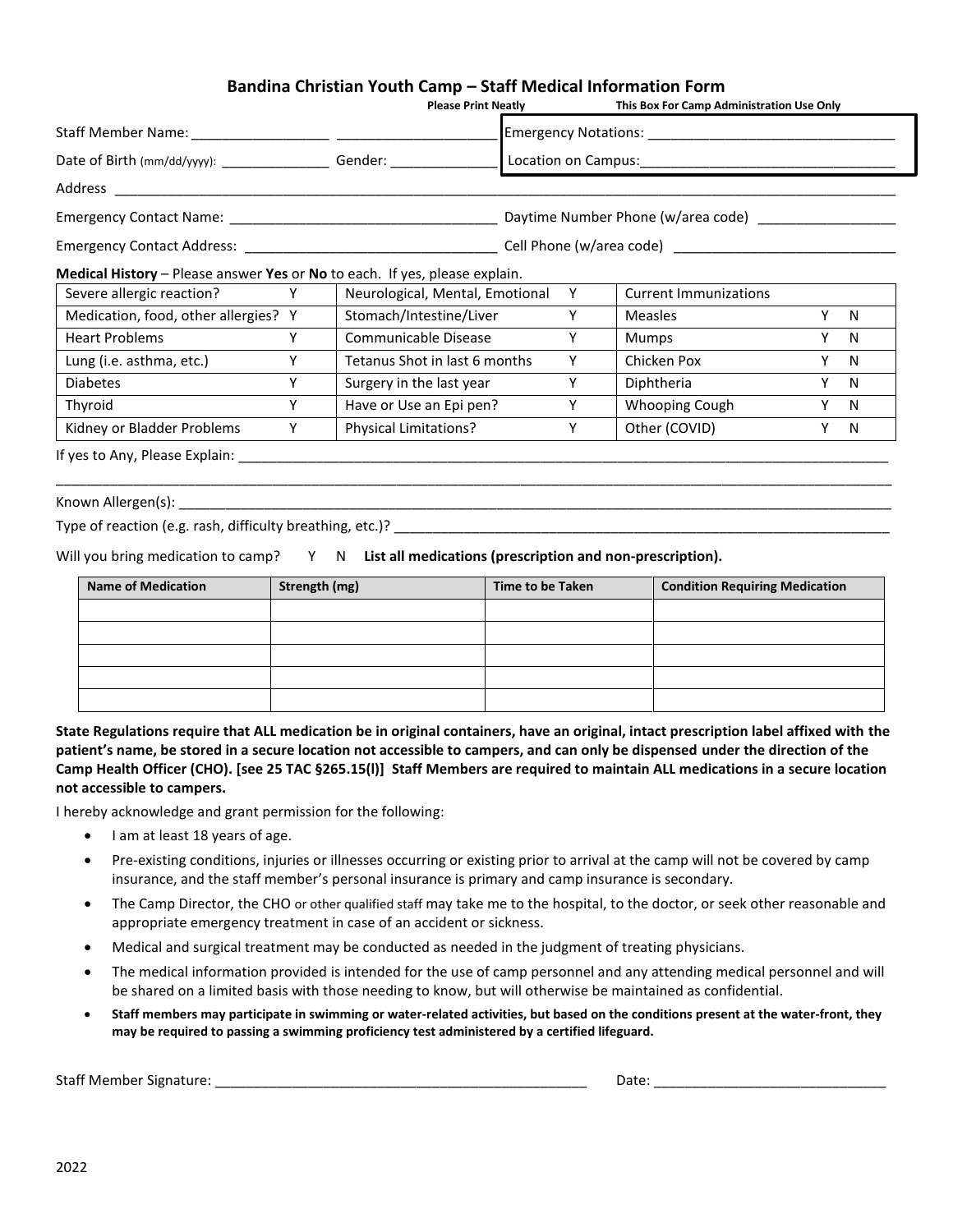## Bandina Christian Youth Camp – Staff Medical Information Form

**Please Print Neatly** | **This Box For Camp Administration Use Only**

Staff Member Name: _________________ _____________________

Emergency Notations: ________________________________

Date of Birth (mm/dd/yyyy): ______________ Gender: _____________

Location on Campus: ________________________________

Address ____________________________________________________________________________________________

Emergency Contact Name: __________________________________ Daytime Number Phone (w/area code) _________________

Emergency Contact Address: ________________________________ Cell Phone (w/area code) ____________________________

**Medical History** – Please answer **Yes** or **No** to each. If yes, please explain.

| | | | | | | |
|---|---|---|---|---|---|---|
| Severe allergic reaction? | Y | Neurological, Mental, Emotional | Y | Current Immunizations | | |
| Medication, food, other allergies? | Y | Stomach/Intestine/Liver | Y | Measles | Y | N |
| Heart Problems | Y | Communicable Disease | Y | Mumps | Y | N |
| Lung (i.e. asthma, etc.) | Y | Tetanus Shot in last 6 months | Y | Chicken Pox | Y | N |
| Diabetes | Y | Surgery in the last year | Y | Diphtheria | Y | N |
| Thyroid | Y | Have or Use an Epi pen? | Y | Whooping Cough | Y | N |
| Kidney or Bladder Problems | Y | Physical Limitations? | Y | Other (COVID) | Y | N |

If yes to Any, Please Explain: ____________________________________________________________________________

____________________________________________________________________________________________________

Known Allergen(s): _______________________________________________________________________________

Type of reaction (e.g. rash, difficulty breathing, etc.)? ____________________________________________________

Will you bring medication to camp? Y N **List all medications (prescription and non-prescription).**

| Name of Medication | Strength (mg) | Time to be Taken | Condition Requiring Medication |
|---|---|---|---|
| | | | |
| | | | |
| | | | |
| | | | |
| | | | |

**State Regulations require that ALL medication be in original containers, have an original, intact prescription label affixed with the patient's name, be stored in a secure location not accessible to campers, and can only be dispensed under the direction of the Camp Health Officer (CHO). [see 25 TAC §265.15(l)] Staff Members are required to maintain ALL medications in a secure location not accessible to campers.**

I hereby acknowledge and grant permission for the following:

- I am at least 18 years of age.
- Pre-existing conditions, injuries or illnesses occurring or existing prior to arrival at the camp will not be covered by camp insurance, and the staff member's personal insurance is primary and camp insurance is secondary.
- The Camp Director, the CHO or other qualified staff may take me to the hospital, to the doctor, or seek other reasonable and appropriate emergency treatment in case of an accident or sickness.
- Medical and surgical treatment may be conducted as needed in the judgment of treating physicians.
- The medical information provided is intended for the use of camp personnel and any attending medical personnel and will be shared on a limited basis with those needing to know, but will otherwise be maintained as confidential.
- **Staff members may participate in swimming or water-related activities, but based on the conditions present at the water-front, they may be required to passing a swimming proficiency test administered by a certified lifeguard.**

Staff Member Signature: _______________________________________________ Date: ______________________________

2022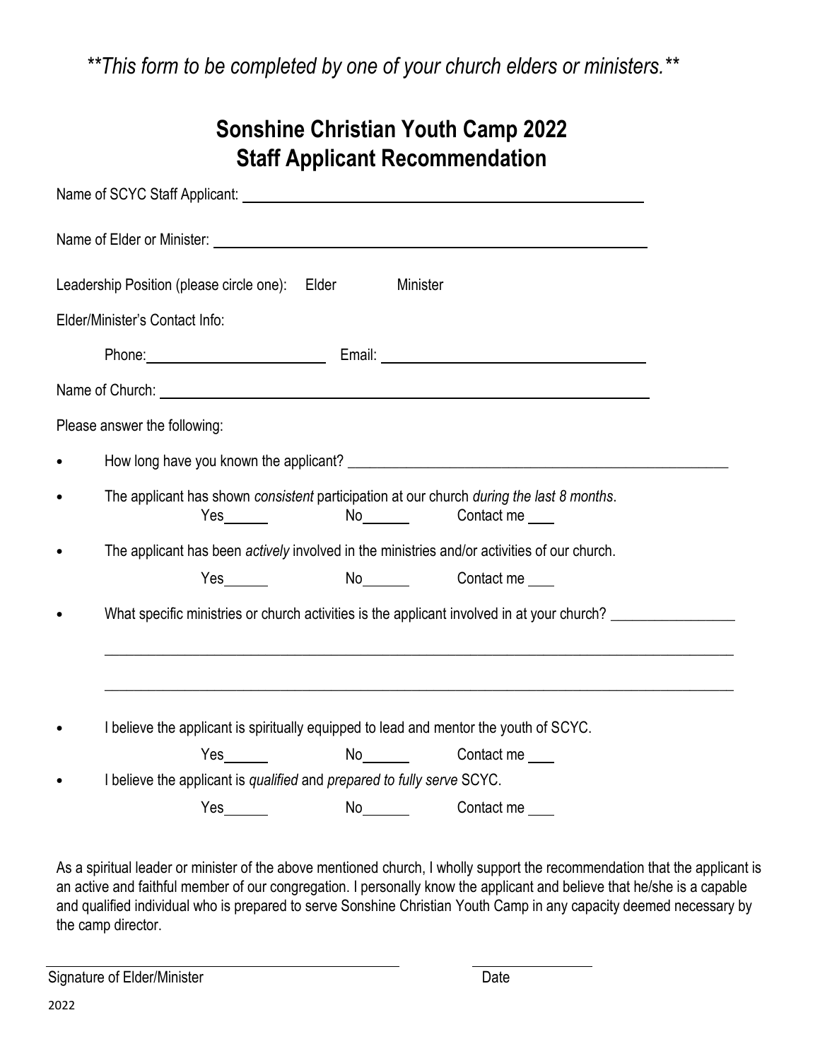*\*\*This form to be completed by one of your church elders or ministers.\*\**

# Sonshine Christian Youth Camp 2022
# Staff Applicant Recommendation

Name of SCYC Staff Applicant: ______________________________________________

Name of Elder or Minister: ______________________________________________

Leadership Position (please circle one): Elder Minister

Elder/Minister's Contact Info:

Phone: ____________________ Email: ______________________________

Name of Church: ______________________________________________

Please answer the following:

- How long have you known the applicant? ______________________________________________
- The applicant has shown *consistent* participation at our church *during the last 8 months*.
  Yes______ No______ Contact me ___
- The applicant has been *actively* involved in the ministries and/or activities of our church.
  Yes______ No______ Contact me ___
- What specific ministries or church activities is the applicant involved in at your church? ________________
  ______________________________________________________________________________
  ______________________________________________________________________________
- I believe the applicant is spiritually equipped to lead and mentor the youth of SCYC.
  Yes______ No______ Contact me ___
- I believe the applicant is *qualified* and *prepared to fully serve* SCYC.
  Yes______ No______ Contact me ___

As a spiritual leader or minister of the above mentioned church, I wholly support the recommendation that the applicant is an active and faithful member of our congregation. I personally know the applicant and believe that he/she is a capable and qualified individual who is prepared to serve Sonshine Christian Youth Camp in any capacity deemed necessary by the camp director.

______________________________________ ________________

Signature of Elder/Minister Date

2022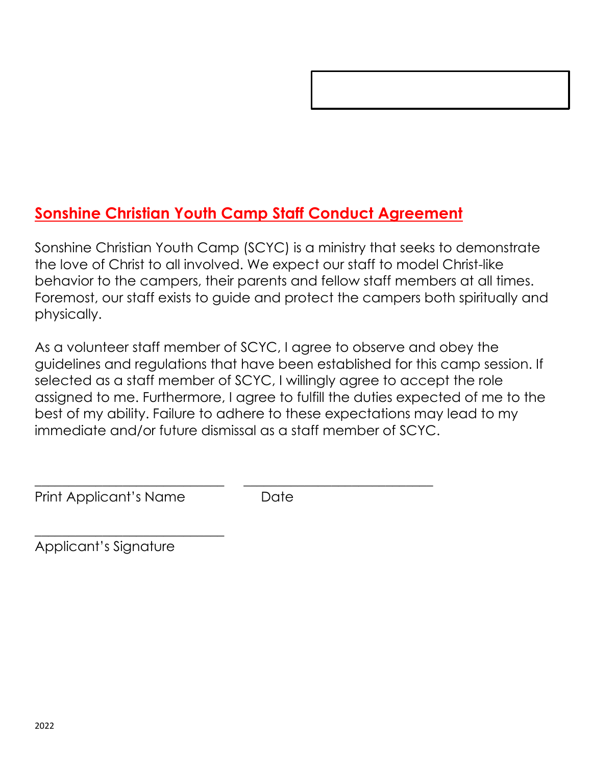## Sonshine Christian Youth Camp Staff Conduct Agreement

Sonshine Christian Youth Camp (SCYC) is a ministry that seeks to demonstrate the love of Christ to all involved. We expect our staff to model Christ-like behavior to the campers, their parents and fellow staff members at all times. Foremost, our staff exists to guide and protect the campers both spiritually and physically.

As a volunteer staff member of SCYC, I agree to observe and obey the guidelines and regulations that have been established for this camp session. If selected as a staff member of SCYC, I willingly agree to accept the role assigned to me. Furthermore, I agree to fulfill the duties expected of me to the best of my ability. Failure to adhere to these expectations may lead to my immediate and/or future dismissal as a staff member of SCYC.

\_\_\_\_\_\_\_\_\_\_\_\_\_\_\_\_\_\_\_\_\_\_\_\_\_\_\_\_ \_\_\_\_\_\_\_\_\_\_\_\_\_\_\_\_\_\_\_\_\_\_\_\_\_\_\_\_
Print Applicant's Name Date

\_\_\_\_\_\_\_\_\_\_\_\_\_\_\_\_\_\_\_\_\_\_\_\_\_\_\_\_
Applicant's Signature

2022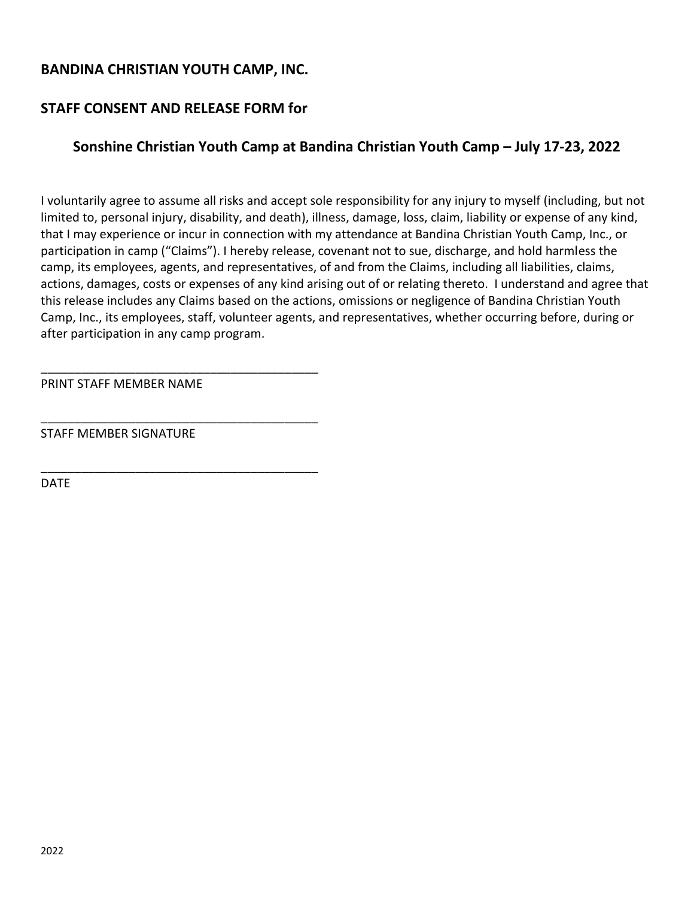**BANDINA CHRISTIAN YOUTH CAMP, INC.**

**STAFF CONSENT AND RELEASE FORM for**

**Sonshine Christian Youth Camp at Bandina Christian Youth Camp – July 17-23, 2022**

I voluntarily agree to assume all risks and accept sole responsibility for any injury to myself (including, but not limited to, personal injury, disability, and death), illness, damage, loss, claim, liability or expense of any kind, that I may experience or incur in connection with my attendance at Bandina Christian Youth Camp, Inc., or participation in camp ("Claims"). I hereby release, covenant not to sue, discharge, and hold harmless the camp, its employees, agents, and representatives, of and from the Claims, including all liabilities, claims, actions, damages, costs or expenses of any kind arising out of or relating thereto. I understand and agree that this release includes any Claims based on the actions, omissions or negligence of Bandina Christian Youth Camp, Inc., its employees, staff, volunteer agents, and representatives, whether occurring before, during or after participation in any camp program.

\_\_\_\_\_\_\_\_\_\_\_\_\_\_\_\_\_\_\_\_\_\_\_\_\_\_\_\_\_\_\_\_\_\_\_\_\_\_\_\_\_\_
PRINT STAFF MEMBER NAME

\_\_\_\_\_\_\_\_\_\_\_\_\_\_\_\_\_\_\_\_\_\_\_\_\_\_\_\_\_\_\_\_\_\_\_\_\_\_\_\_\_\_
STAFF MEMBER SIGNATURE

\_\_\_\_\_\_\_\_\_\_\_\_\_\_\_\_\_\_\_\_\_\_\_\_\_\_\_\_\_\_\_\_\_\_\_\_\_\_\_\_\_\_
DATE